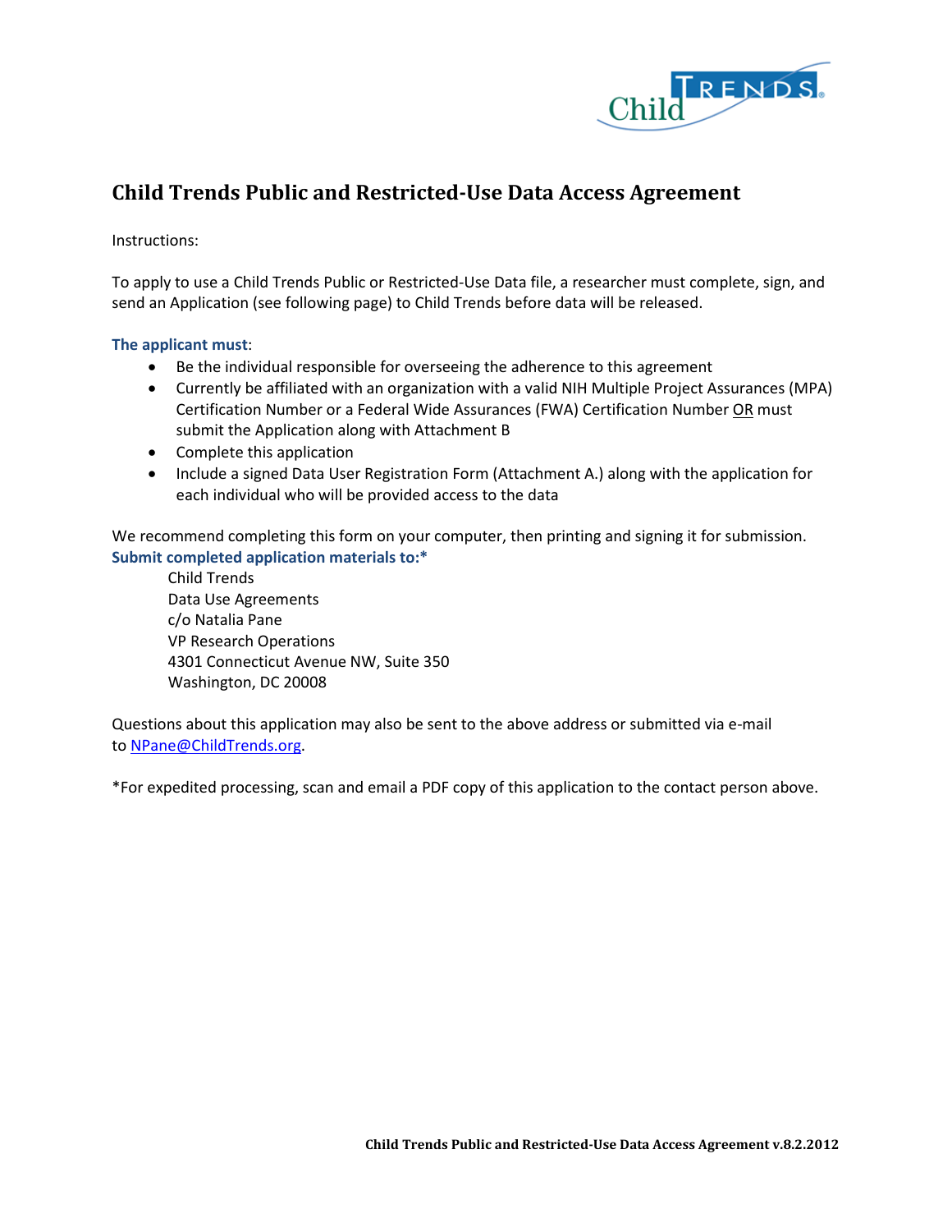# Child Trends Public and Restricted-Use Data Access Agreement

Instructions:

To apply to use a Child Trends Public or Restricted-Use Data file, a researcher must complete, sign, and send an Application (see following page) to Child Trends before data will be released.

**The applicant must**:

- Be the individual responsible for overseeing the adherence to this agreement
- Currently be affiliated with an organization with a valid NIH Multiple Project Assurances (MPA) Certification Number or a Federal Wide Assurances (FWA) Certification Number OR must submit the Application along with Attachment B
- Complete this application
- Include a signed Data User Registration Form (Attachment A.) along with the application for each individual who will be provided access to the data

We recommend completing this form on your computer, then printing and signing it for submission.

**Submit completed application materials to:***

Child Trends
Data Use Agreements
c/o Natalia Pane
VP Research Operations
4301 Connecticut Avenue NW, Suite 350
Washington, DC 20008

Questions about this application may also be sent to the above address or submitted via e-mail to NPane@ChildTrends.org.

*For expedited processing, scan and email a PDF copy of this application to the contact person above.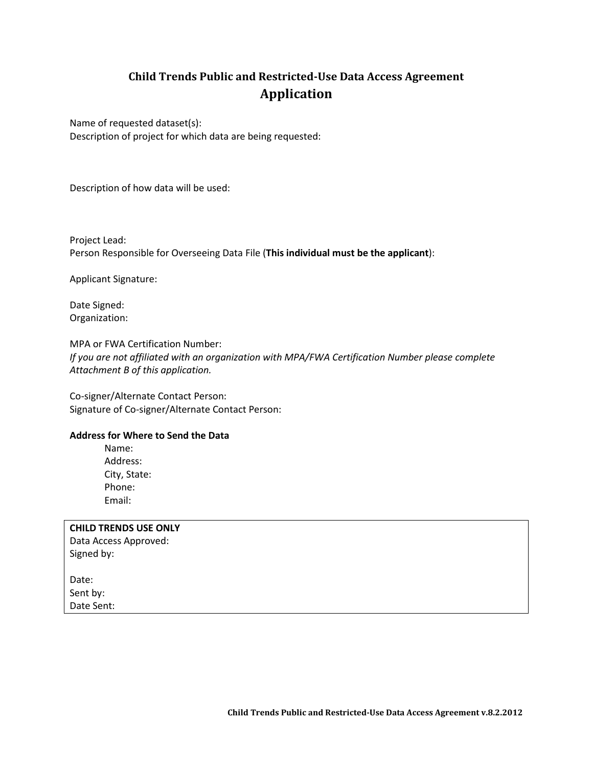# Child Trends Public and Restricted-Use Data Access Agreement

## Application

Name of requested dataset(s):
Description of project for which data are being requested:

Description of how data will be used:

Project Lead:
Person Responsible for Overseeing Data File (**This individual must be the applicant**):

Applicant Signature:

Date Signed:
Organization:

MPA or FWA Certification Number:
*If you are not affiliated with an organization with MPA/FWA Certification Number please complete Attachment B of this application.*

Co-signer/Alternate Contact Person:
Signature of Co-signer/Alternate Contact Person:

**Address for Where to Send the Data**

Name:
Address:
City, State:
Phone:
Email:

**CHILD TRENDS USE ONLY**
Data Access Approved:
Signed by:

Date:
Sent by:
Date Sent: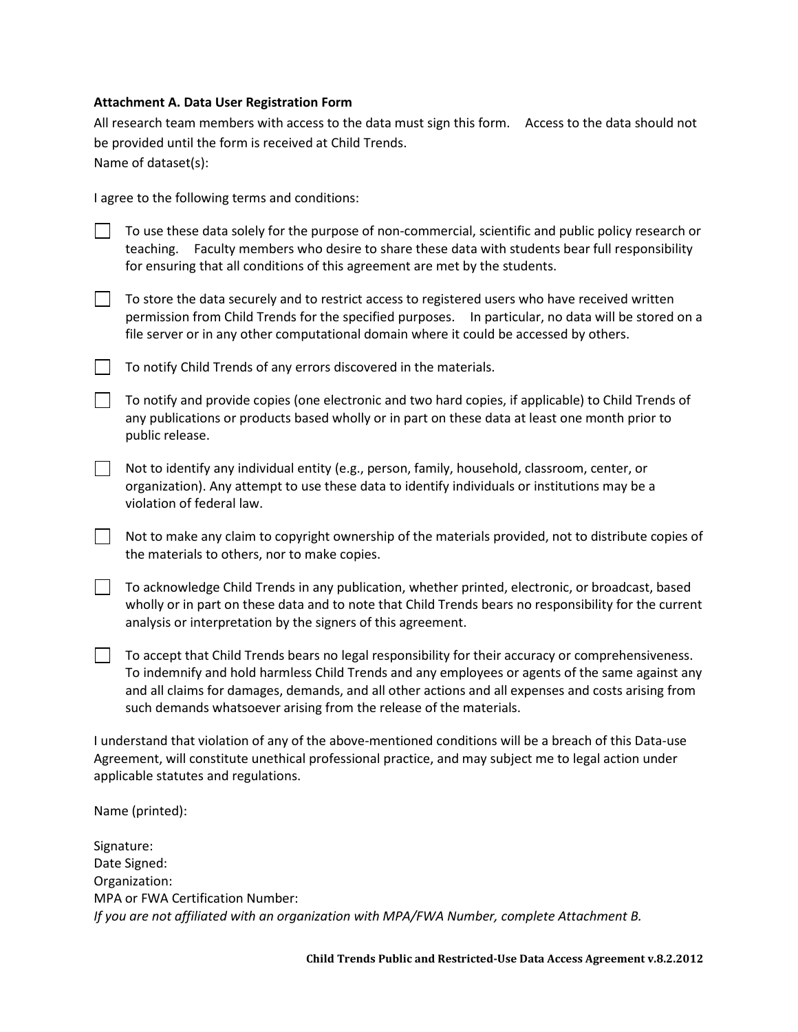**Attachment A. Data User Registration Form**

All research team members with access to the data must sign this form. Access to the data should not be provided until the form is received at Child Trends.

Name of dataset(s):

I agree to the following terms and conditions:

- [ ] To use these data solely for the purpose of non-commercial, scientific and public policy research or teaching. Faculty members who desire to share these data with students bear full responsibility for ensuring that all conditions of this agreement are met by the students.
- [ ] To store the data securely and to restrict access to registered users who have received written permission from Child Trends for the specified purposes. In particular, no data will be stored on a file server or in any other computational domain where it could be accessed by others.
- [ ] To notify Child Trends of any errors discovered in the materials.
- [ ] To notify and provide copies (one electronic and two hard copies, if applicable) to Child Trends of any publications or products based wholly or in part on these data at least one month prior to public release.
- [ ] Not to identify any individual entity (e.g., person, family, household, classroom, center, or organization). Any attempt to use these data to identify individuals or institutions may be a violation of federal law.
- [ ] Not to make any claim to copyright ownership of the materials provided, not to distribute copies of the materials to others, nor to make copies.
- [ ] To acknowledge Child Trends in any publication, whether printed, electronic, or broadcast, based wholly or in part on these data and to note that Child Trends bears no responsibility for the current analysis or interpretation by the signers of this agreement.
- [ ] To accept that Child Trends bears no legal responsibility for their accuracy or comprehensiveness. To indemnify and hold harmless Child Trends and any employees or agents of the same against any and all claims for damages, demands, and all other actions and all expenses and costs arising from such demands whatsoever arising from the release of the materials.

I understand that violation of any of the above-mentioned conditions will be a breach of this Data-use Agreement, will constitute unethical professional practice, and may subject me to legal action under applicable statutes and regulations.

Name (printed):

Signature:

Date Signed:

Organization:

MPA or FWA Certification Number:

*If you are not affiliated with an organization with MPA/FWA Number, complete Attachment B.*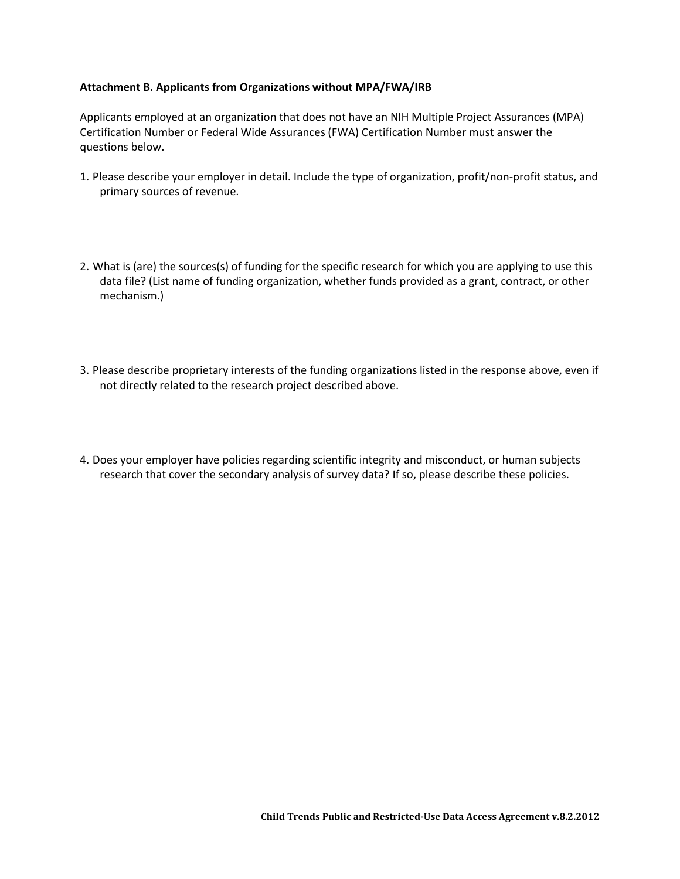**Attachment B. Applicants from Organizations without MPA/FWA/IRB**

Applicants employed at an organization that does not have an NIH Multiple Project Assurances (MPA) Certification Number or Federal Wide Assurances (FWA) Certification Number must answer the questions below.

1. Please describe your employer in detail. Include the type of organization, profit/non-profit status, and primary sources of revenue.

2. What is (are) the sources(s) of funding for the specific research for which you are applying to use this data file? (List name of funding organization, whether funds provided as a grant, contract, or other mechanism.)

3. Please describe proprietary interests of the funding organizations listed in the response above, even if not directly related to the research project described above.

4. Does your employer have policies regarding scientific integrity and misconduct, or human subjects research that cover the secondary analysis of survey data? If so, please describe these policies.